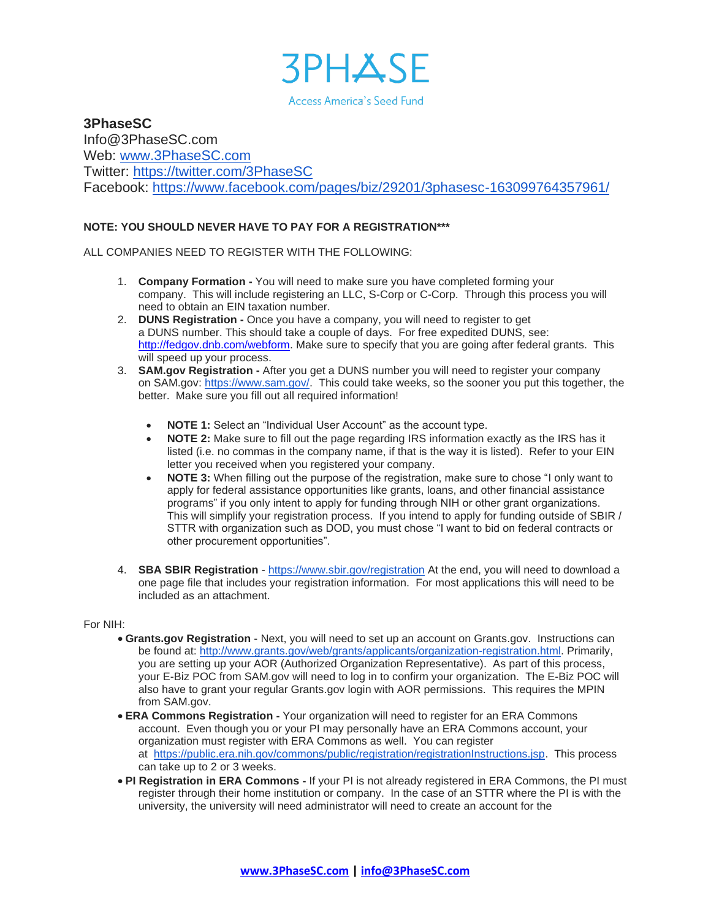# 3PHASE

Access America's Seed Fund

**3PhaseSC**
Info@3PhaseSC.com
Web: [www.3PhaseSC.com](http://www.3PhaseSC.com)
Twitter: [https://twitter.com/3PhaseSC](https://twitter.com/3PhaseSC)
Facebook: [https://www.facebook.com/pages/biz/29201/3phasesc-163099764357961/](https://www.facebook.com/pages/biz/29201/3phasesc-163099764357961/)

**NOTE: YOU SHOULD NEVER HAVE TO PAY FOR A REGISTRATION*****

ALL COMPANIES NEED TO REGISTER WITH THE FOLLOWING:

1. **Company Formation -** You will need to make sure you have completed forming your company. This will include registering an LLC, S-Corp or C-Corp. Through this process you will need to obtain an EIN taxation number.
2. **DUNS Registration -** Once you have a company, you will need to register to get a DUNS number. This should take a couple of days. For free expedited DUNS, see: [http://fedgov.dnb.com/webform](http://fedgov.dnb.com/webform). Make sure to specify that you are going after federal grants. This will speed up your process.
3. **SAM.gov Registration -** After you get a DUNS number you will need to register your company on SAM.gov: [https://www.sam.gov/](https://www.sam.gov/). This could take weeks, so the sooner you put this together, the better. Make sure you fill out all required information!
   - **NOTE 1:** Select an "Individual User Account" as the account type.
   - **NOTE 2:** Make sure to fill out the page regarding IRS information exactly as the IRS has it listed (i.e. no commas in the company name, if that is the way it is listed). Refer to your EIN letter you received when you registered your company.
   - **NOTE 3:** When filling out the purpose of the registration, make sure to chose "I only want to apply for federal assistance opportunities like grants, loans, and other financial assistance programs" if you only intent to apply for funding through NIH or other grant organizations. This will simplify your registration process. If you intend to apply for funding outside of SBIR / STTR with organization such as DOD, you must chose "I want to bid on federal contracts or other procurement opportunities".
4. **SBA SBIR Registration** - [https://www.sbir.gov/registration](https://www.sbir.gov/registration) At the end, you will need to download a one page file that includes your registration information. For most applications this will need to be included as an attachment.

For NIH:

- **Grants.gov Registration** - Next, you will need to set up an account on Grants.gov. Instructions can be found at: [http://www.grants.gov/web/grants/applicants/organization-registration.html](http://www.grants.gov/web/grants/applicants/organization-registration.html). Primarily, you are setting up your AOR (Authorized Organization Representative). As part of this process, your E-Biz POC from SAM.gov will need to log in to confirm your organization. The E-Biz POC will also have to grant your regular Grants.gov login with AOR permissions. This requires the MPIN from SAM.gov.
- **ERA Commons Registration -** Your organization will need to register for an ERA Commons account. Even though you or your PI may personally have an ERA Commons account, your organization must register with ERA Commons as well. You can register at [https://public.era.nih.gov/commons/public/registration/registrationInstructions.jsp](https://public.era.nih.gov/commons/public/registration/registrationInstructions.jsp). This process can take up to 2 or 3 weeks.
- **PI Registration in ERA Commons -** If your PI is not already registered in ERA Commons, the PI must register through their home institution or company. In the case of an STTR where the PI is with the university, the university will need administrator will need to create an account for the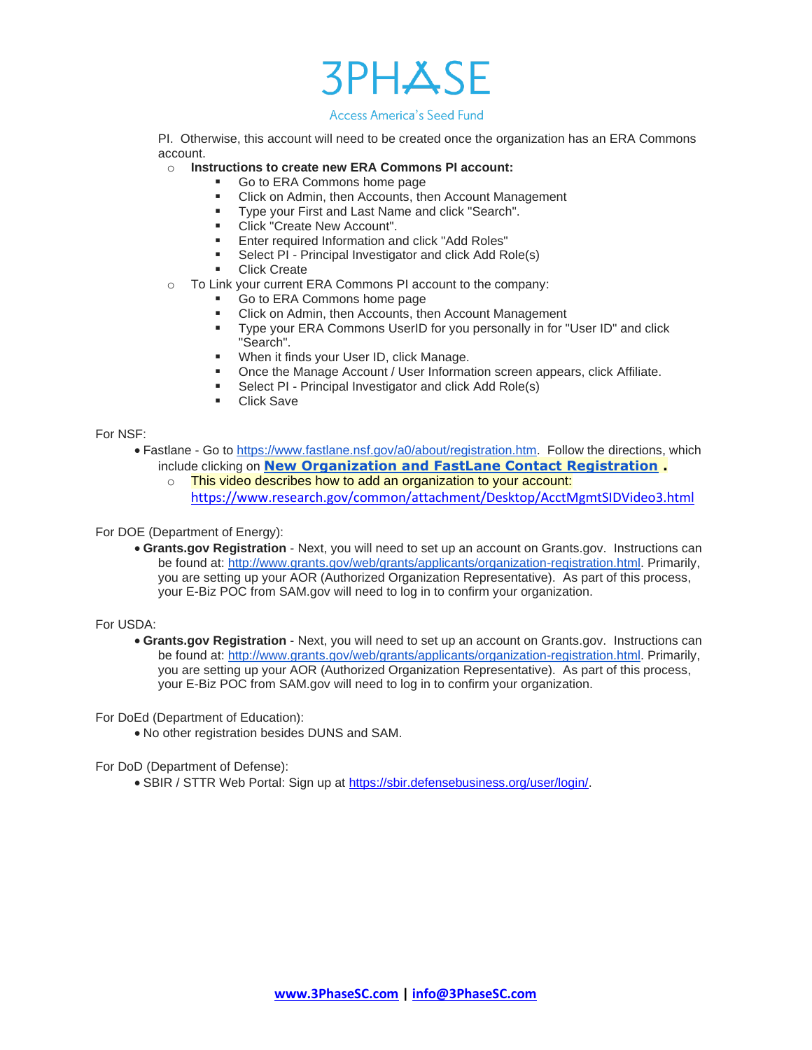PI. Otherwise, this account will need to be created once the organization has an ERA Commons account.

- **Instructions to create new ERA Commons PI account:**
  - Go to ERA Commons home page
  - Click on Admin, then Accounts, then Account Management
  - Type your First and Last Name and click "Search".
  - Click "Create New Account".
  - Enter required Information and click "Add Roles"
  - Select PI - Principal Investigator and click Add Role(s)
  - Click Create
- To Link your current ERA Commons PI account to the company:
  - Go to ERA Commons home page
  - Click on Admin, then Accounts, then Account Management
  - Type your ERA Commons UserID for you personally in for "User ID" and click "Search".
  - When it finds your User ID, click Manage.
  - Once the Manage Account / User Information screen appears, click Affiliate.
  - Select PI - Principal Investigator and click Add Role(s)
  - Click Save

For NSF:

- Fastlane - Go to https://www.fastlane.nsf.gov/a0/about/registration.htm. Follow the directions, which include clicking on **New Organization and FastLane Contact Registration** .
  - This video describes how to add an organization to your account: https://www.research.gov/common/attachment/Desktop/AcctMgmtSIDVideo3.html

For DOE (Department of Energy):

- **Grants.gov Registration** - Next, you will need to set up an account on Grants.gov. Instructions can be found at: http://www.grants.gov/web/grants/applicants/organization-registration.html. Primarily, you are setting up your AOR (Authorized Organization Representative). As part of this process, your E-Biz POC from SAM.gov will need to log in to confirm your organization.

For USDA:

- **Grants.gov Registration** - Next, you will need to set up an account on Grants.gov. Instructions can be found at: http://www.grants.gov/web/grants/applicants/organization-registration.html. Primarily, you are setting up your AOR (Authorized Organization Representative). As part of this process, your E-Biz POC from SAM.gov will need to log in to confirm your organization.

For DoEd (Department of Education):

- No other registration besides DUNS and SAM.

For DoD (Department of Defense):

- SBIR / STTR Web Portal: Sign up at https://sbir.defensebusiness.org/user/login/.